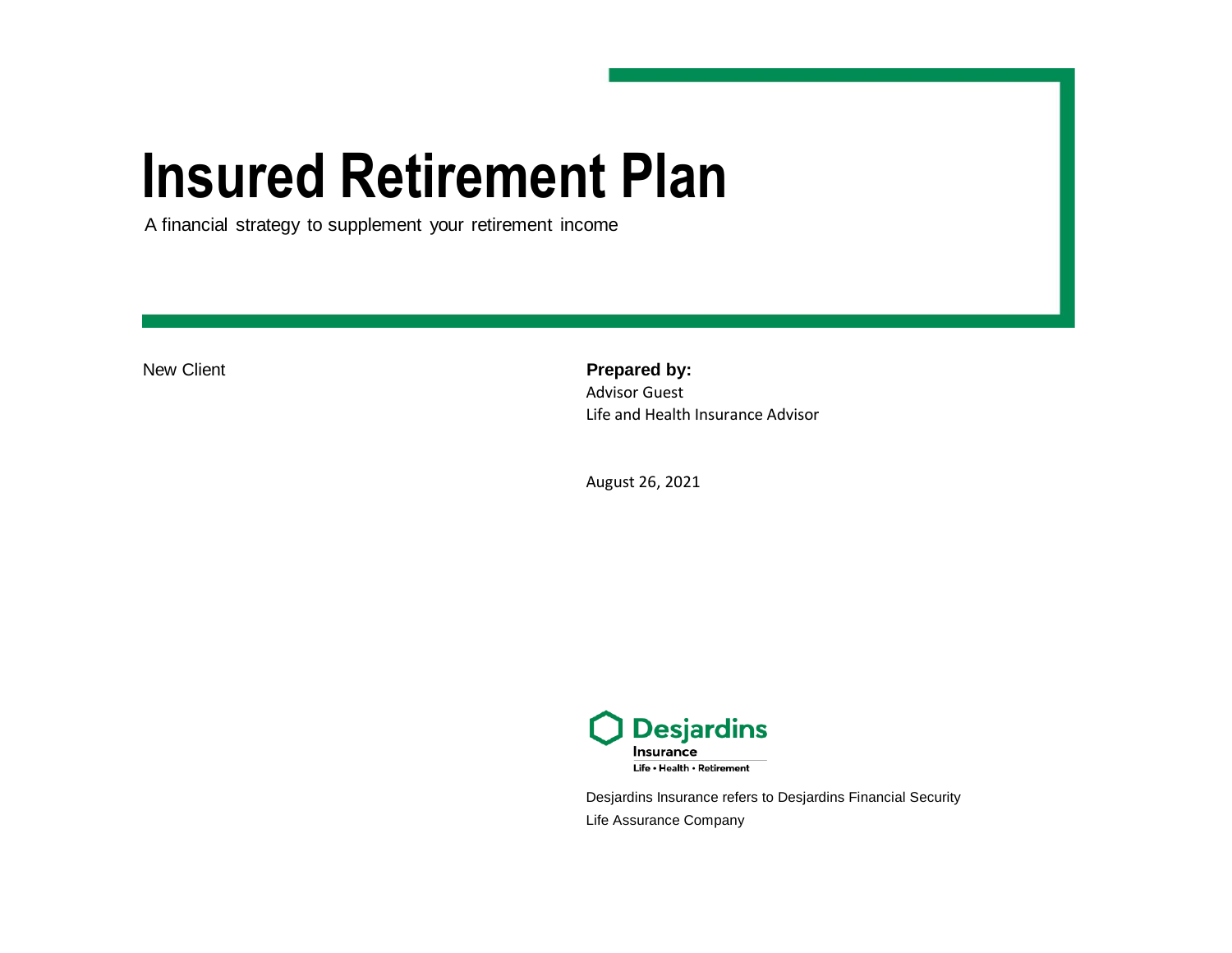# Insured Retirement Plan

A financial strategy to supplement your retirement income

New Client

**Prepared by:**
Advisor Guest
Life and Health Insurance Advisor

August 26, 2021

Desjardins Insurance
Life • Health • Retirement

Desjardins Insurance refers to Desjardins Financial Security Life Assurance Company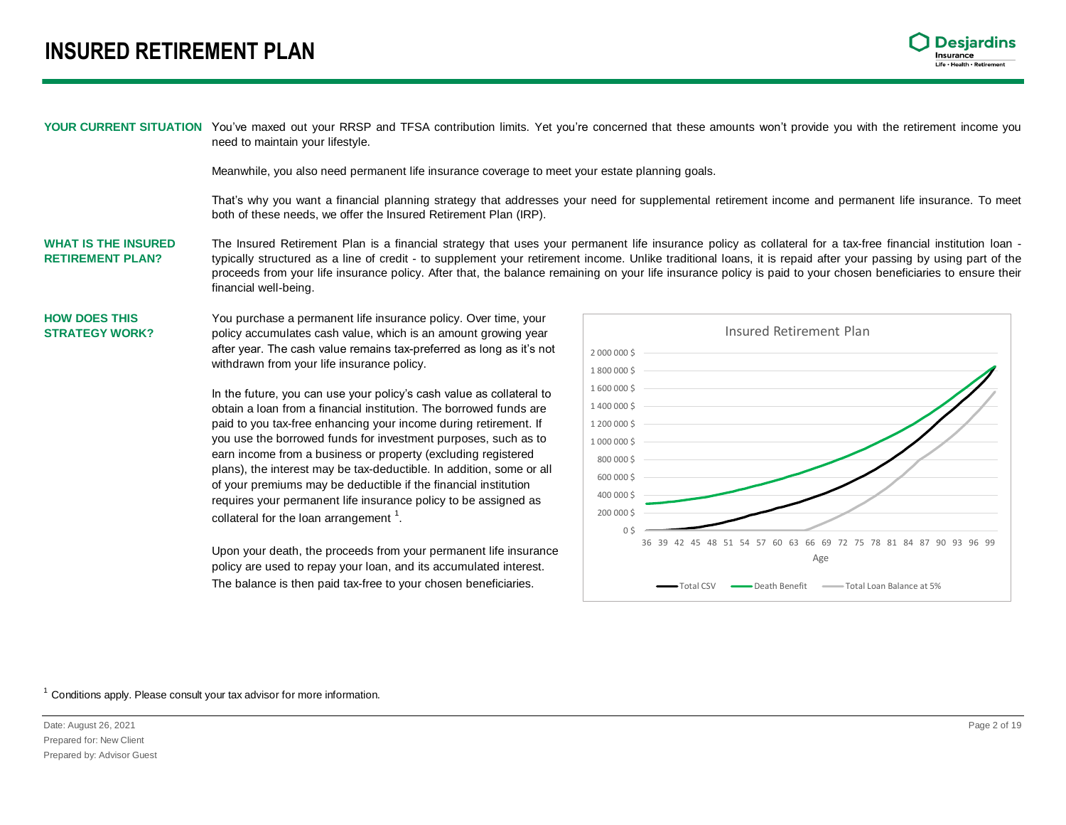# INSURED RETIREMENT PLAN

**YOUR CURRENT SITUATION**

You've maxed out your RRSP and TFSA contribution limits. Yet you're concerned that these amounts won't provide you with the retirement income you need to maintain your lifestyle.

Meanwhile, you also need permanent life insurance coverage to meet your estate planning goals.

That's why you want a financial planning strategy that addresses your need for supplemental retirement income and permanent life insurance. To meet both of these needs, we offer the Insured Retirement Plan (IRP).

**WHAT IS THE INSURED RETIREMENT PLAN?**

The Insured Retirement Plan is a financial strategy that uses your permanent life insurance policy as collateral for a tax-free financial institution loan - typically structured as a line of credit - to supplement your retirement income. Unlike traditional loans, it is repaid after your passing by using part of the proceeds from your life insurance policy. After that, the balance remaining on your life insurance policy is paid to your chosen beneficiaries to ensure their financial well-being.

**HOW DOES THIS STRATEGY WORK?**

You purchase a permanent life insurance policy. Over time, your policy accumulates cash value, which is an amount growing year after year. The cash value remains tax-preferred as long as it's not withdrawn from your life insurance policy.

In the future, you can use your policy's cash value as collateral to obtain a loan from a financial institution. The borrowed funds are paid to you tax-free enhancing your income during retirement. If you use the borrowed funds for investment purposes, such as to earn income from a business or property (excluding registered plans), the interest may be tax-deductible. In addition, some or all of your premiums may be deductible if the financial institution requires your permanent life insurance policy to be assigned as collateral for the loan arrangement [1].

Upon your death, the proceeds from your permanent life insurance policy are used to repay your loan, and its accumulated interest. The balance is then paid tax-free to your chosen beneficiaries.

[1] Conditions apply. Please consult your tax advisor for more information.

Date: August 26, 2021
Prepared for: New Client
Prepared by: Advisor Guest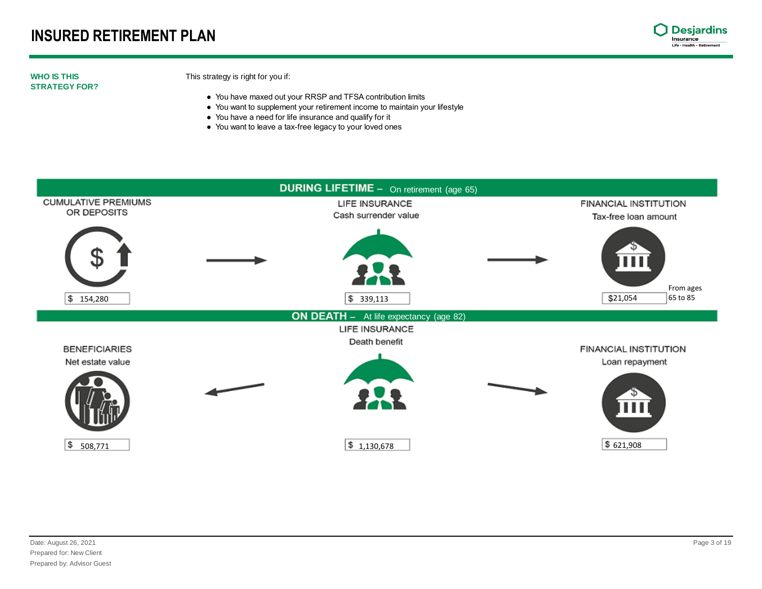# INSURED RETIREMENT PLAN

**WHO IS THIS STRATEGY FOR?**

This strategy is right for you if:

- You have maxed out your RRSP and TFSA contribution limits
- You want to supplement your retirement income to maintain your lifestyle
- You have a need for life insurance and qualify for it
- You want to leave a tax-free legacy to your loved ones

## DURING LIFETIME – On retirement (age 65)

| CUMULATIVE PREMIUMS OR DEPOSITS | → | LIFE INSURANCE Cash surrender value | → | FINANCIAL INSTITUTION Tax-free loan amount |
|---|---|---|---|---|
| $ 154,280 | | $ 339,113 | | $21,054 From ages 65 to 85 |

## ON DEATH – At life expectancy (age 82)

| BENEFICIARIES Net estate value | ← | LIFE INSURANCE Death benefit | → | FINANCIAL INSTITUTION Loan repayment |
|---|---|---|---|---|
| $ 508,771 | | $ 1,130,678 | | $ 621,908 |

Date: August 26, 2021

Prepared for: New Client

Prepared by: Advisor Guest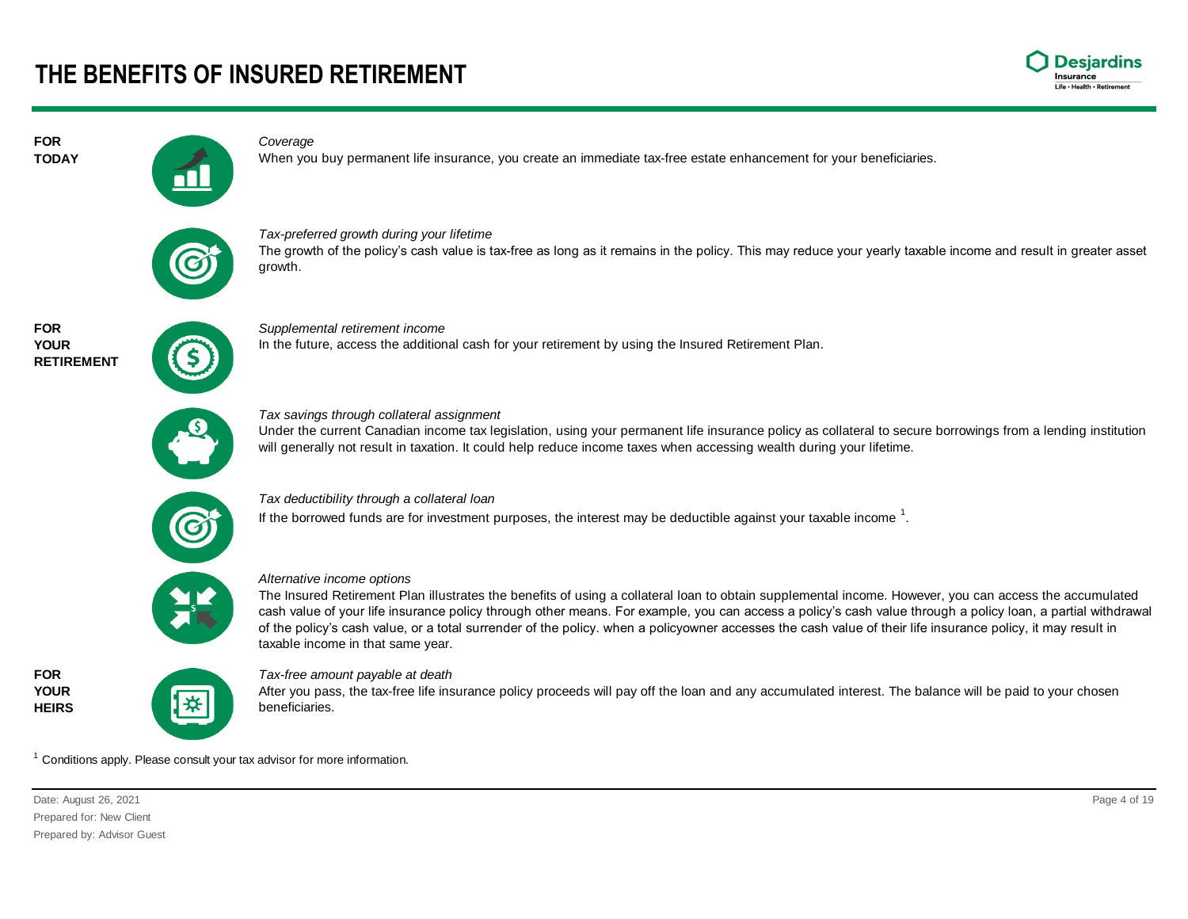# THE BENEFITS OF INSURED RETIREMENT

## FOR TODAY

*Coverage*

When you buy permanent life insurance, you create an immediate tax-free estate enhancement for your beneficiaries.

*Tax-preferred growth during your lifetime*

The growth of the policy's cash value is tax-free as long as it remains in the policy. This may reduce your yearly taxable income and result in greater asset growth.

## FOR YOUR RETIREMENT

*Supplemental retirement income*

In the future, access the additional cash for your retirement by using the Insured Retirement Plan.

*Tax savings through collateral assignment*

Under the current Canadian income tax legislation, using your permanent life insurance policy as collateral to secure borrowings from a lending institution will generally not result in taxation. It could help reduce income taxes when accessing wealth during your lifetime.

*Tax deductibility through a collateral loan*

If the borrowed funds are for investment purposes, the interest may be deductible against your taxable income [1].

*Alternative income options*

The Insured Retirement Plan illustrates the benefits of using a collateral loan to obtain supplemental income. However, you can access the accumulated cash value of your life insurance policy through other means. For example, you can access a policy's cash value through a policy loan, a partial withdrawal of the policy's cash value, or a total surrender of the policy. when a policyowner accesses the cash value of their life insurance policy, it may result in taxable income in that same year.

## FOR YOUR HEIRS

*Tax-free amount payable at death*

After you pass, the tax-free life insurance policy proceeds will pay off the loan and any accumulated interest. The balance will be paid to your chosen beneficiaries.

[1] Conditions apply. Please consult your tax advisor for more information.

Date: August 26, 2021
Prepared for: New Client
Prepared by: Advisor Guest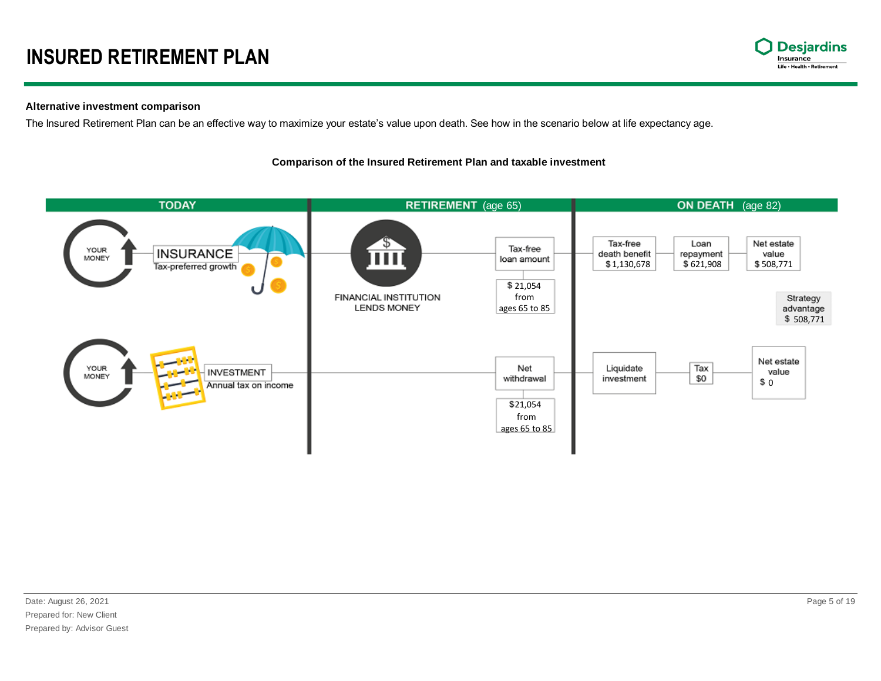# INSURED RETIREMENT PLAN

**Alternative investment comparison**

The Insured Retirement Plan can be an effective way to maximize your estate's value upon death. See how in the scenario below at life expectancy age.

**Comparison of the Insured Retirement Plan and taxable investment**

| TODAY | RETIREMENT (age 65) | | ON DEATH (age 82) | | | |
|---|---|---|---|---|---|---|
| YOUR MONEY → INSURANCE<br>Tax-preferred growth | FINANCIAL INSTITUTION LENDS MONEY | Tax-free loan amount<br>$ 21,054 from ages 65 to 85 | Tax-free death benefit<br>$ 1,130,678 | Loan repayment<br>$ 621,908 | Net estate value<br>$ 508,771 | Strategy advantage<br>$ 508,771 |
| YOUR MONEY → INVESTMENT<br>Annual tax on income | | Net withdrawal<br>$21,054 from ages 65 to 85 | Liquidate investment | Tax<br>$0 | Net estate value<br>$ 0 | |

Date: August 26, 2021
Prepared for: New Client
Prepared by: Advisor Guest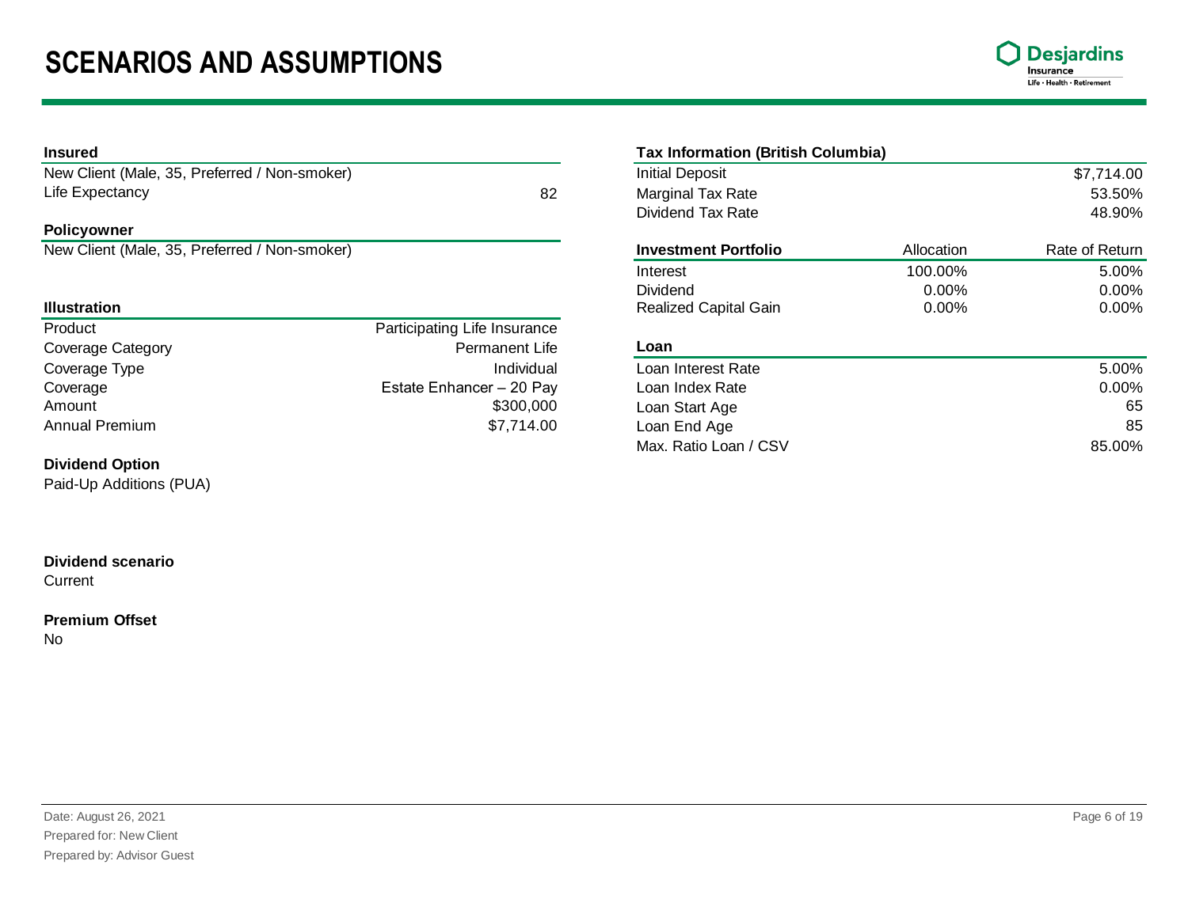# SCENARIOS AND ASSUMPTIONS

### Insured

New Client (Male, 35, Preferred / Non-smoker)

| | |
|---|---|
| Life Expectancy | 82 |

### Policyowner

New Client (Male, 35, Preferred / Non-smoker)

### Illustration

| | |
|---|---|
| Product | Participating Life Insurance |
| Coverage Category | Permanent Life |
| Coverage Type | Individual |
| Coverage | Estate Enhancer – 20 Pay |
| Amount | $300,000 |
| Annual Premium | $7,714.00 |

### Dividend Option

Paid-Up Additions (PUA)

### Dividend scenario

Current

### Premium Offset

No

### Tax Information (British Columbia)

| | |
|---|---|
| Initial Deposit | $7,714.00 |
| Marginal Tax Rate | 53.50% |
| Dividend Tax Rate | 48.90% |

| Investment Portfolio | Allocation | Rate of Return |
|---|---|---|
| Interest | 100.00% | 5.00% |
| Dividend | 0.00% | 0.00% |
| Realized Capital Gain | 0.00% | 0.00% |

### Loan

| | |
|---|---|
| Loan Interest Rate | 5.00% |
| Loan Index Rate | 0.00% |
| Loan Start Age | 65 |
| Loan End Age | 85 |
| Max. Ratio Loan / CSV | 85.00% |

Date: August 26, 2021
Prepared for: New Client
Prepared by: Advisor Guest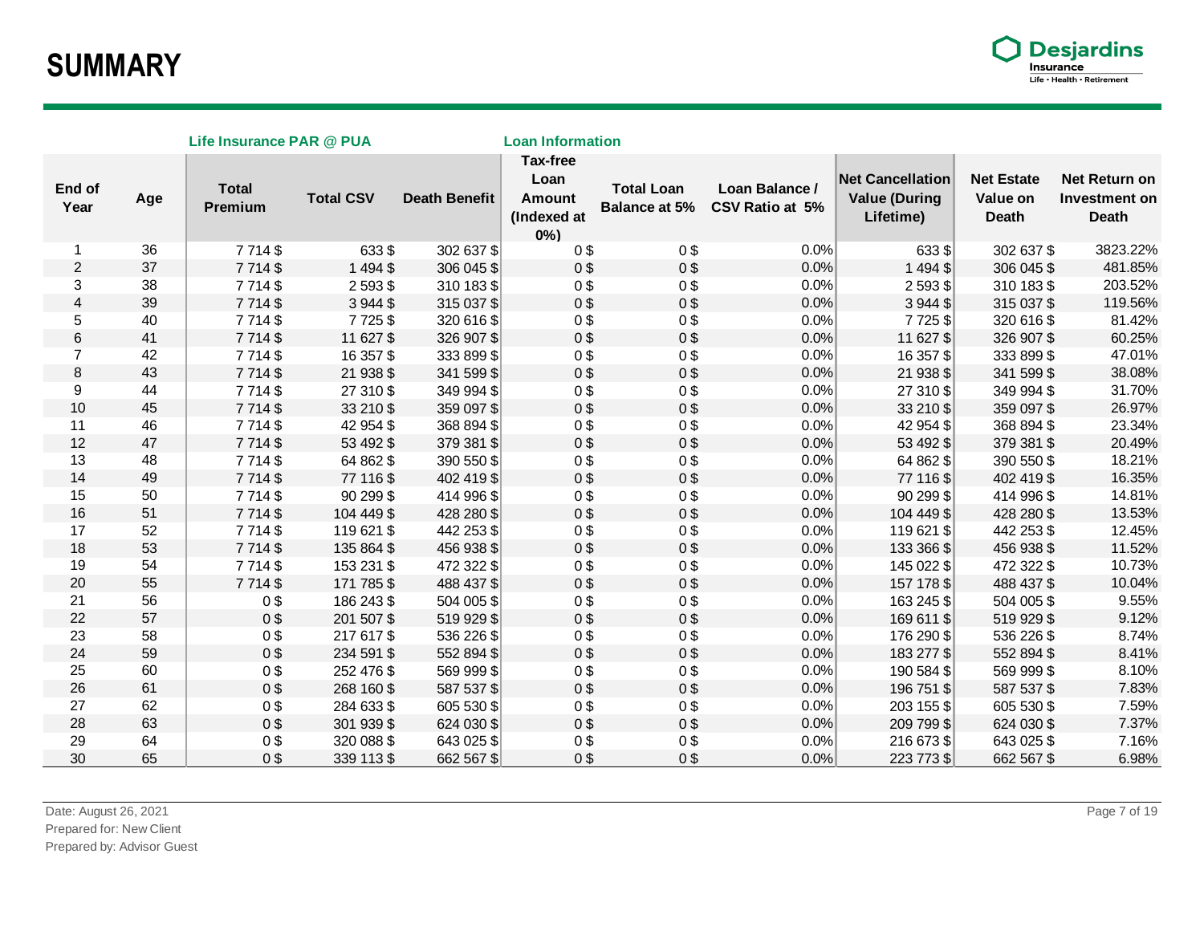# SUMMARY

| | | Life Insurance PAR @ PUA | | | Loan Information | | | | | |
|---|---|---|---|---|---|---|---|---|---|---|
| End of Year | Age | Total Premium | Total CSV | Death Benefit | Tax-free Loan Amount (Indexed at 0%) | Total Loan Balance at 5% | Loan Balance / CSV Ratio at 5% | Net Cancellation Value (During Lifetime) | Net Estate Value on Death | Net Return on Investment on Death |
| 1 | 36 | 7 714 $ | 633 $ | 302 637 $ | 0 $ | 0 $ | 0.0% | 633 $ | 302 637 $ | 3823.22% |
| 2 | 37 | 7 714 $ | 1 494 $ | 306 045 $ | 0 $ | 0 $ | 0.0% | 1 494 $ | 306 045 $ | 481.85% |
| 3 | 38 | 7 714 $ | 2 593 $ | 310 183 $ | 0 $ | 0 $ | 0.0% | 2 593 $ | 310 183 $ | 203.52% |
| 4 | 39 | 7 714 $ | 3 944 $ | 315 037 $ | 0 $ | 0 $ | 0.0% | 3 944 $ | 315 037 $ | 119.56% |
| 5 | 40 | 7 714 $ | 7 725 $ | 320 616 $ | 0 $ | 0 $ | 0.0% | 7 725 $ | 320 616 $ | 81.42% |
| 6 | 41 | 7 714 $ | 11 627 $ | 326 907 $ | 0 $ | 0 $ | 0.0% | 11 627 $ | 326 907 $ | 60.25% |
| 7 | 42 | 7 714 $ | 16 357 $ | 333 899 $ | 0 $ | 0 $ | 0.0% | 16 357 $ | 333 899 $ | 47.01% |
| 8 | 43 | 7 714 $ | 21 938 $ | 341 599 $ | 0 $ | 0 $ | 0.0% | 21 938 $ | 341 599 $ | 38.08% |
| 9 | 44 | 7 714 $ | 27 310 $ | 349 994 $ | 0 $ | 0 $ | 0.0% | 27 310 $ | 349 994 $ | 31.70% |
| 10 | 45 | 7 714 $ | 33 210 $ | 359 097 $ | 0 $ | 0 $ | 0.0% | 33 210 $ | 359 097 $ | 26.97% |
| 11 | 46 | 7 714 $ | 42 954 $ | 368 894 $ | 0 $ | 0 $ | 0.0% | 42 954 $ | 368 894 $ | 23.34% |
| 12 | 47 | 7 714 $ | 53 492 $ | 379 381 $ | 0 $ | 0 $ | 0.0% | 53 492 $ | 379 381 $ | 20.49% |
| 13 | 48 | 7 714 $ | 64 862 $ | 390 550 $ | 0 $ | 0 $ | 0.0% | 64 862 $ | 390 550 $ | 18.21% |
| 14 | 49 | 7 714 $ | 77 116 $ | 402 419 $ | 0 $ | 0 $ | 0.0% | 77 116 $ | 402 419 $ | 16.35% |
| 15 | 50 | 7 714 $ | 90 299 $ | 414 996 $ | 0 $ | 0 $ | 0.0% | 90 299 $ | 414 996 $ | 14.81% |
| 16 | 51 | 7 714 $ | 104 449 $ | 428 280 $ | 0 $ | 0 $ | 0.0% | 104 449 $ | 428 280 $ | 13.53% |
| 17 | 52 | 7 714 $ | 119 621 $ | 442 253 $ | 0 $ | 0 $ | 0.0% | 119 621 $ | 442 253 $ | 12.45% |
| 18 | 53 | 7 714 $ | 135 864 $ | 456 938 $ | 0 $ | 0 $ | 0.0% | 133 366 $ | 456 938 $ | 11.52% |
| 19 | 54 | 7 714 $ | 153 231 $ | 472 322 $ | 0 $ | 0 $ | 0.0% | 145 022 $ | 472 322 $ | 10.73% |
| 20 | 55 | 7 714 $ | 171 785 $ | 488 437 $ | 0 $ | 0 $ | 0.0% | 157 178 $ | 488 437 $ | 10.04% |
| 21 | 56 | 0 $ | 186 243 $ | 504 005 $ | 0 $ | 0 $ | 0.0% | 163 245 $ | 504 005 $ | 9.55% |
| 22 | 57 | 0 $ | 201 507 $ | 519 929 $ | 0 $ | 0 $ | 0.0% | 169 611 $ | 519 929 $ | 9.12% |
| 23 | 58 | 0 $ | 217 617 $ | 536 226 $ | 0 $ | 0 $ | 0.0% | 176 290 $ | 536 226 $ | 8.74% |
| 24 | 59 | 0 $ | 234 591 $ | 552 894 $ | 0 $ | 0 $ | 0.0% | 183 277 $ | 552 894 $ | 8.41% |
| 25 | 60 | 0 $ | 252 476 $ | 569 999 $ | 0 $ | 0 $ | 0.0% | 190 584 $ | 569 999 $ | 8.10% |
| 26 | 61 | 0 $ | 268 160 $ | 587 537 $ | 0 $ | 0 $ | 0.0% | 196 751 $ | 587 537 $ | 7.83% |
| 27 | 62 | 0 $ | 284 633 $ | 605 530 $ | 0 $ | 0 $ | 0.0% | 203 155 $ | 605 530 $ | 7.59% |
| 28 | 63 | 0 $ | 301 939 $ | 624 030 $ | 0 $ | 0 $ | 0.0% | 209 799 $ | 624 030 $ | 7.37% |
| 29 | 64 | 0 $ | 320 088 $ | 643 025 $ | 0 $ | 0 $ | 0.0% | 216 673 $ | 643 025 $ | 7.16% |
| 30 | 65 | 0 $ | 339 113 $ | 662 567 $ | 0 $ | 0 $ | 0.0% | 223 773 $ | 662 567 $ | 6.98% |

Date: August 26, 2021
Prepared for: New Client
Prepared by: Advisor Guest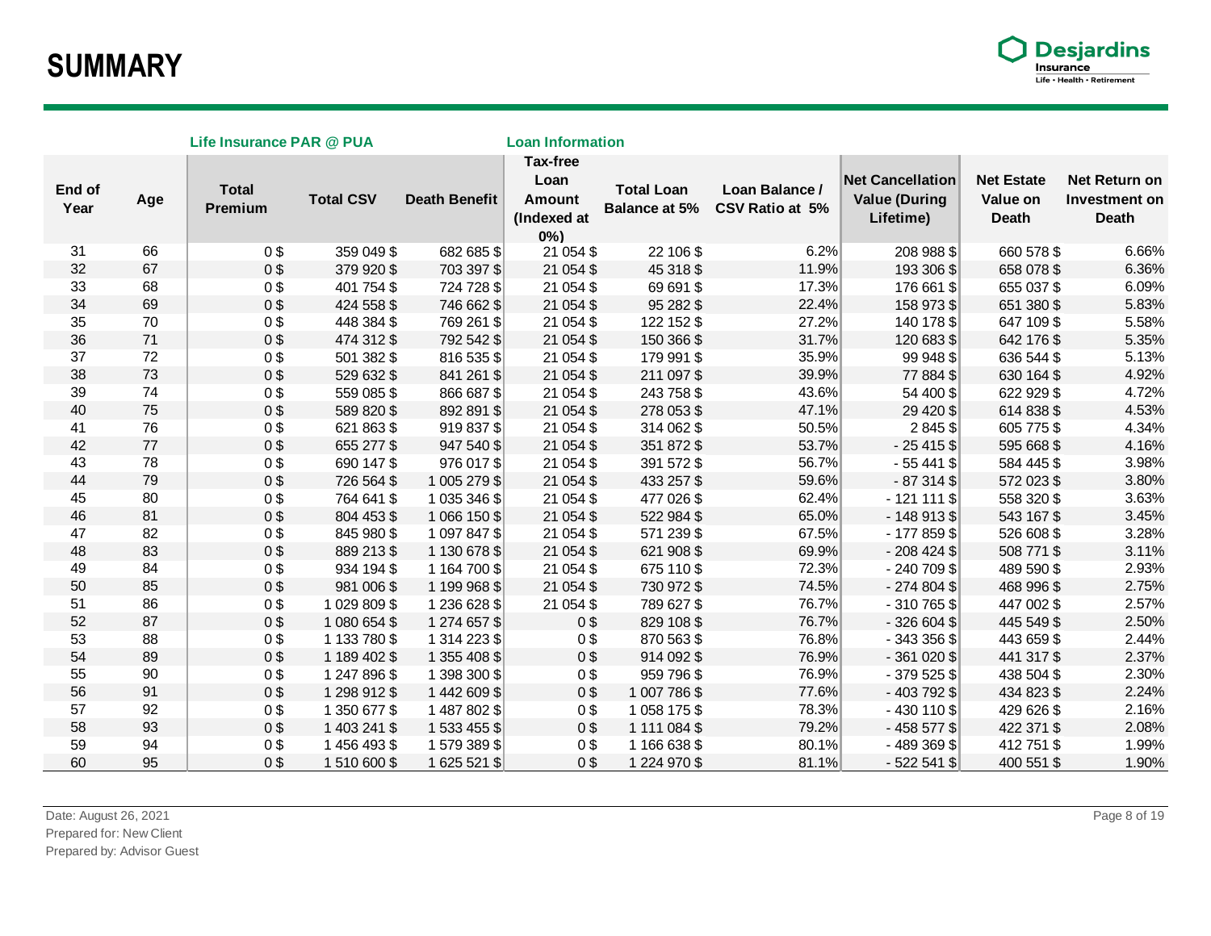# SUMMARY

| | | Life Insurance PAR @ PUA | | | Loan Information | | | | | |
|---|---|---|---|---|---|---|---|---|---|---|
| End of Year | Age | Total Premium | Total CSV | Death Benefit | Tax-free Loan Amount (Indexed at 0%) | Total Loan Balance at 5% | Loan Balance / CSV Ratio at 5% | Net Cancellation Value (During Lifetime) | Net Estate Value on Death | Net Return on Investment on Death |
| 31 | 66 | 0 $ | 359 049 $ | 682 685 $ | 21 054 $ | 22 106 $ | 6.2% | 208 988 $ | 660 578 $ | 6.66% |
| 32 | 67 | 0 $ | 379 920 $ | 703 397 $ | 21 054 $ | 45 318 $ | 11.9% | 193 306 $ | 658 078 $ | 6.36% |
| 33 | 68 | 0 $ | 401 754 $ | 724 728 $ | 21 054 $ | 69 691 $ | 17.3% | 176 661 $ | 655 037 $ | 6.09% |
| 34 | 69 | 0 $ | 424 558 $ | 746 662 $ | 21 054 $ | 95 282 $ | 22.4% | 158 973 $ | 651 380 $ | 5.83% |
| 35 | 70 | 0 $ | 448 384 $ | 769 261 $ | 21 054 $ | 122 152 $ | 27.2% | 140 178 $ | 647 109 $ | 5.58% |
| 36 | 71 | 0 $ | 474 312 $ | 792 542 $ | 21 054 $ | 150 366 $ | 31.7% | 120 683 $ | 642 176 $ | 5.35% |
| 37 | 72 | 0 $ | 501 382 $ | 816 535 $ | 21 054 $ | 179 991 $ | 35.9% | 99 948 $ | 636 544 $ | 5.13% |
| 38 | 73 | 0 $ | 529 632 $ | 841 261 $ | 21 054 $ | 211 097 $ | 39.9% | 77 884 $ | 630 164 $ | 4.92% |
| 39 | 74 | 0 $ | 559 085 $ | 866 687 $ | 21 054 $ | 243 758 $ | 43.6% | 54 400 $ | 622 929 $ | 4.72% |
| 40 | 75 | 0 $ | 589 820 $ | 892 891 $ | 21 054 $ | 278 053 $ | 47.1% | 29 420 $ | 614 838 $ | 4.53% |
| 41 | 76 | 0 $ | 621 863 $ | 919 837 $ | 21 054 $ | 314 062 $ | 50.5% | 2 845 $ | 605 775 $ | 4.34% |
| 42 | 77 | 0 $ | 655 277 $ | 947 540 $ | 21 054 $ | 351 872 $ | 53.7% | - 25 415 $ | 595 668 $ | 4.16% |
| 43 | 78 | 0 $ | 690 147 $ | 976 017 $ | 21 054 $ | 391 572 $ | 56.7% | - 55 441 $ | 584 445 $ | 3.98% |
| 44 | 79 | 0 $ | 726 564 $ | 1 005 279 $ | 21 054 $ | 433 257 $ | 59.6% | - 87 314 $ | 572 023 $ | 3.80% |
| 45 | 80 | 0 $ | 764 641 $ | 1 035 346 $ | 21 054 $ | 477 026 $ | 62.4% | - 121 111 $ | 558 320 $ | 3.63% |
| 46 | 81 | 0 $ | 804 453 $ | 1 066 150 $ | 21 054 $ | 522 984 $ | 65.0% | - 148 913 $ | 543 167 $ | 3.45% |
| 47 | 82 | 0 $ | 845 980 $ | 1 097 847 $ | 21 054 $ | 571 239 $ | 67.5% | - 177 859 $ | 526 608 $ | 3.28% |
| 48 | 83 | 0 $ | 889 213 $ | 1 130 678 $ | 21 054 $ | 621 908 $ | 69.9% | - 208 424 $ | 508 771 $ | 3.11% |
| 49 | 84 | 0 $ | 934 194 $ | 1 164 700 $ | 21 054 $ | 675 110 $ | 72.3% | - 240 709 $ | 489 590 $ | 2.93% |
| 50 | 85 | 0 $ | 981 006 $ | 1 199 968 $ | 21 054 $ | 730 972 $ | 74.5% | - 274 804 $ | 468 996 $ | 2.75% |
| 51 | 86 | 0 $ | 1 029 809 $ | 1 236 628 $ | 21 054 $ | 789 627 $ | 76.7% | - 310 765 $ | 447 002 $ | 2.57% |
| 52 | 87 | 0 $ | 1 080 654 $ | 1 274 657 $ | 0 $ | 829 108 $ | 76.7% | - 326 604 $ | 445 549 $ | 2.50% |
| 53 | 88 | 0 $ | 1 133 780 $ | 1 314 223 $ | 0 $ | 870 563 $ | 76.8% | - 343 356 $ | 443 659 $ | 2.44% |
| 54 | 89 | 0 $ | 1 189 402 $ | 1 355 408 $ | 0 $ | 914 092 $ | 76.9% | - 361 020 $ | 441 317 $ | 2.37% |
| 55 | 90 | 0 $ | 1 247 896 $ | 1 398 300 $ | 0 $ | 959 796 $ | 76.9% | - 379 525 $ | 438 504 $ | 2.30% |
| 56 | 91 | 0 $ | 1 298 912 $ | 1 442 609 $ | 0 $ | 1 007 786 $ | 77.6% | - 403 792 $ | 434 823 $ | 2.24% |
| 57 | 92 | 0 $ | 1 350 677 $ | 1 487 802 $ | 0 $ | 1 058 175 $ | 78.3% | - 430 110 $ | 429 626 $ | 2.16% |
| 58 | 93 | 0 $ | 1 403 241 $ | 1 533 455 $ | 0 $ | 1 111 084 $ | 79.2% | - 458 577 $ | 422 371 $ | 2.08% |
| 59 | 94 | 0 $ | 1 456 493 $ | 1 579 389 $ | 0 $ | 1 166 638 $ | 80.1% | - 489 369 $ | 412 751 $ | 1.99% |
| 60 | 95 | 0 $ | 1 510 600 $ | 1 625 521 $ | 0 $ | 1 224 970 $ | 81.1% | - 522 541 $ | 400 551 $ | 1.90% |

Date: August 26, 2021
Prepared for: New Client
Prepared by: Advisor Guest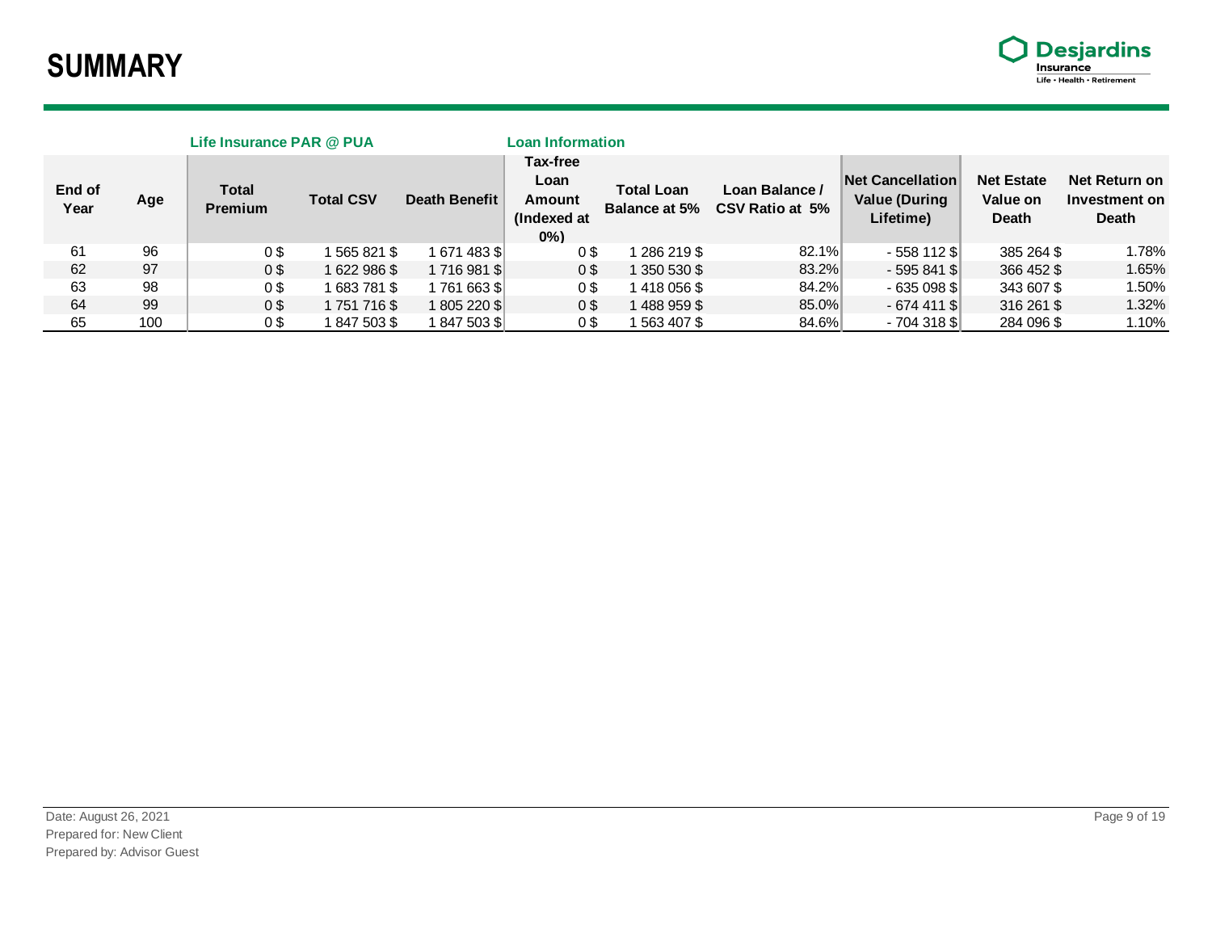# SUMMARY

| End of Year | Age | Life Insurance PAR @ PUA | | | Loan Information | | | | | |
|---|---|---|---|---|---|---|---|---|---|---|
| | | **Total Premium** | **Total CSV** | **Death Benefit** | **Tax-free Loan Amount (Indexed at 0%)** | **Total Loan Balance at 5%** | **Loan Balance / CSV Ratio at 5%** | **Net Cancellation Value (During Lifetime)** | **Net Estate Value on Death** | **Net Return on Investment on Death** |
| 61 | 96 | 0 $ | 1 565 821 $ | 1 671 483 $ | 0 $ | 1 286 219 $ | 82.1% | - 558 112 $ | 385 264 $ | 1.78% |
| 62 | 97 | 0 $ | 1 622 986 $ | 1 716 981 $ | 0 $ | 1 350 530 $ | 83.2% | - 595 841 $ | 366 452 $ | 1.65% |
| 63 | 98 | 0 $ | 1 683 781 $ | 1 761 663 $ | 0 $ | 1 418 056 $ | 84.2% | - 635 098 $ | 343 607 $ | 1.50% |
| 64 | 99 | 0 $ | 1 751 716 $ | 1 805 220 $ | 0 $ | 1 488 959 $ | 85.0% | - 674 411 $ | 316 261 $ | 1.32% |
| 65 | 100 | 0 $ | 1 847 503 $ | 1 847 503 $ | 0 $ | 1 563 407 $ | 84.6% | - 704 318 $ | 284 096 $ | 1.10% |

Date: August 26, 2021
Prepared for: New Client
Prepared by: Advisor Guest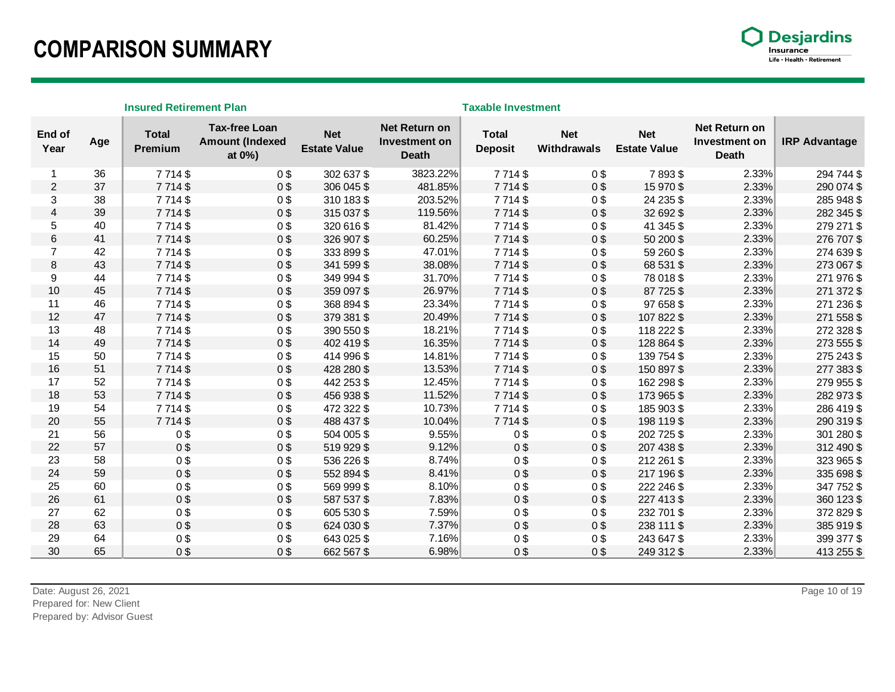# COMPARISON SUMMARY

| | | Insured Retirement Plan | | | | Taxable Investment | | | | |
|---|---|---|---|---|---|---|---|---|---|---|
| End of Year | Age | Total Premium | Tax-free Loan Amount (Indexed at 0%) | Net Estate Value | Net Return on Investment on Death | Total Deposit | Net Withdrawals | Net Estate Value | Net Return on Investment on Death | IRP Advantage |
| 1 | 36 | 7 714 $ | 0 $ | 302 637 $ | 3823.22% | 7 714 $ | 0 $ | 7 893 $ | 2.33% | 294 744 $ |
| 2 | 37 | 7 714 $ | 0 $ | 306 045 $ | 481.85% | 7 714 $ | 0 $ | 15 970 $ | 2.33% | 290 074 $ |
| 3 | 38 | 7 714 $ | 0 $ | 310 183 $ | 203.52% | 7 714 $ | 0 $ | 24 235 $ | 2.33% | 285 948 $ |
| 4 | 39 | 7 714 $ | 0 $ | 315 037 $ | 119.56% | 7 714 $ | 0 $ | 32 692 $ | 2.33% | 282 345 $ |
| 5 | 40 | 7 714 $ | 0 $ | 320 616 $ | 81.42% | 7 714 $ | 0 $ | 41 345 $ | 2.33% | 279 271 $ |
| 6 | 41 | 7 714 $ | 0 $ | 326 907 $ | 60.25% | 7 714 $ | 0 $ | 50 200 $ | 2.33% | 276 707 $ |
| 7 | 42 | 7 714 $ | 0 $ | 333 899 $ | 47.01% | 7 714 $ | 0 $ | 59 260 $ | 2.33% | 274 639 $ |
| 8 | 43 | 7 714 $ | 0 $ | 341 599 $ | 38.08% | 7 714 $ | 0 $ | 68 531 $ | 2.33% | 273 067 $ |
| 9 | 44 | 7 714 $ | 0 $ | 349 994 $ | 31.70% | 7 714 $ | 0 $ | 78 018 $ | 2.33% | 271 976 $ |
| 10 | 45 | 7 714 $ | 0 $ | 359 097 $ | 26.97% | 7 714 $ | 0 $ | 87 725 $ | 2.33% | 271 372 $ |
| 11 | 46 | 7 714 $ | 0 $ | 368 894 $ | 23.34% | 7 714 $ | 0 $ | 97 658 $ | 2.33% | 271 236 $ |
| 12 | 47 | 7 714 $ | 0 $ | 379 381 $ | 20.49% | 7 714 $ | 0 $ | 107 822 $ | 2.33% | 271 558 $ |
| 13 | 48 | 7 714 $ | 0 $ | 390 550 $ | 18.21% | 7 714 $ | 0 $ | 118 222 $ | 2.33% | 272 328 $ |
| 14 | 49 | 7 714 $ | 0 $ | 402 419 $ | 16.35% | 7 714 $ | 0 $ | 128 864 $ | 2.33% | 273 555 $ |
| 15 | 50 | 7 714 $ | 0 $ | 414 996 $ | 14.81% | 7 714 $ | 0 $ | 139 754 $ | 2.33% | 275 243 $ |
| 16 | 51 | 7 714 $ | 0 $ | 428 280 $ | 13.53% | 7 714 $ | 0 $ | 150 897 $ | 2.33% | 277 383 $ |
| 17 | 52 | 7 714 $ | 0 $ | 442 253 $ | 12.45% | 7 714 $ | 0 $ | 162 298 $ | 2.33% | 279 955 $ |
| 18 | 53 | 7 714 $ | 0 $ | 456 938 $ | 11.52% | 7 714 $ | 0 $ | 173 965 $ | 2.33% | 282 973 $ |
| 19 | 54 | 7 714 $ | 0 $ | 472 322 $ | 10.73% | 7 714 $ | 0 $ | 185 903 $ | 2.33% | 286 419 $ |
| 20 | 55 | 7 714 $ | 0 $ | 488 437 $ | 10.04% | 7 714 $ | 0 $ | 198 119 $ | 2.33% | 290 319 $ |
| 21 | 56 | 0 $ | 0 $ | 504 005 $ | 9.55% | 0 $ | 0 $ | 202 725 $ | 2.33% | 301 280 $ |
| 22 | 57 | 0 $ | 0 $ | 519 929 $ | 9.12% | 0 $ | 0 $ | 207 438 $ | 2.33% | 312 490 $ |
| 23 | 58 | 0 $ | 0 $ | 536 226 $ | 8.74% | 0 $ | 0 $ | 212 261 $ | 2.33% | 323 965 $ |
| 24 | 59 | 0 $ | 0 $ | 552 894 $ | 8.41% | 0 $ | 0 $ | 217 196 $ | 2.33% | 335 698 $ |
| 25 | 60 | 0 $ | 0 $ | 569 999 $ | 8.10% | 0 $ | 0 $ | 222 246 $ | 2.33% | 347 752 $ |
| 26 | 61 | 0 $ | 0 $ | 587 537 $ | 7.83% | 0 $ | 0 $ | 227 413 $ | 2.33% | 360 123 $ |
| 27 | 62 | 0 $ | 0 $ | 605 530 $ | 7.59% | 0 $ | 0 $ | 232 701 $ | 2.33% | 372 829 $ |
| 28 | 63 | 0 $ | 0 $ | 624 030 $ | 7.37% | 0 $ | 0 $ | 238 111 $ | 2.33% | 385 919 $ |
| 29 | 64 | 0 $ | 0 $ | 643 025 $ | 7.16% | 0 $ | 0 $ | 243 647 $ | 2.33% | 399 377 $ |
| 30 | 65 | 0 $ | 0 $ | 662 567 $ | 6.98% | 0 $ | 0 $ | 249 312 $ | 2.33% | 413 255 $ |

Date: August 26, 2021
Prepared for: New Client
Prepared by: Advisor Guest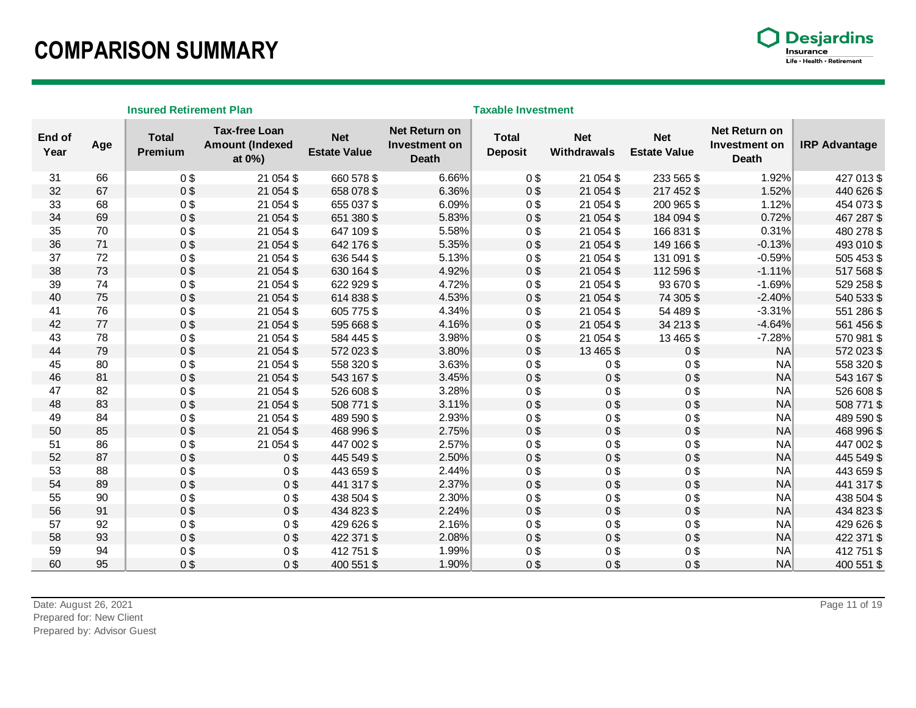# COMPARISON SUMMARY

| | | Insured Retirement Plan | | | | Taxable Investment | | | | |
|---|---|---|---|---|---|---|---|---|---|---|
| End of Year | Age | Total Premium | Tax-free Loan Amount (Indexed at 0%) | Net Estate Value | Net Return on Investment on Death | Total Deposit | Net Withdrawals | Net Estate Value | Net Return on Investment on Death | IRP Advantage |
| 31 | 66 | 0 $ | 21 054 $ | 660 578 $ | 6.66% | 0 $ | 21 054 $ | 233 565 $ | 1.92% | 427 013 $ |
| 32 | 67 | 0 $ | 21 054 $ | 658 078 $ | 6.36% | 0 $ | 21 054 $ | 217 452 $ | 1.52% | 440 626 $ |
| 33 | 68 | 0 $ | 21 054 $ | 655 037 $ | 6.09% | 0 $ | 21 054 $ | 200 965 $ | 1.12% | 454 073 $ |
| 34 | 69 | 0 $ | 21 054 $ | 651 380 $ | 5.83% | 0 $ | 21 054 $ | 184 094 $ | 0.72% | 467 287 $ |
| 35 | 70 | 0 $ | 21 054 $ | 647 109 $ | 5.58% | 0 $ | 21 054 $ | 166 831 $ | 0.31% | 480 278 $ |
| 36 | 71 | 0 $ | 21 054 $ | 642 176 $ | 5.35% | 0 $ | 21 054 $ | 149 166 $ | -0.13% | 493 010 $ |
| 37 | 72 | 0 $ | 21 054 $ | 636 544 $ | 5.13% | 0 $ | 21 054 $ | 131 091 $ | -0.59% | 505 453 $ |
| 38 | 73 | 0 $ | 21 054 $ | 630 164 $ | 4.92% | 0 $ | 21 054 $ | 112 596 $ | -1.11% | 517 568 $ |
| 39 | 74 | 0 $ | 21 054 $ | 622 929 $ | 4.72% | 0 $ | 21 054 $ | 93 670 $ | -1.69% | 529 258 $ |
| 40 | 75 | 0 $ | 21 054 $ | 614 838 $ | 4.53% | 0 $ | 21 054 $ | 74 305 $ | -2.40% | 540 533 $ |
| 41 | 76 | 0 $ | 21 054 $ | 605 775 $ | 4.34% | 0 $ | 21 054 $ | 54 489 $ | -3.31% | 551 286 $ |
| 42 | 77 | 0 $ | 21 054 $ | 595 668 $ | 4.16% | 0 $ | 21 054 $ | 34 213 $ | -4.64% | 561 456 $ |
| 43 | 78 | 0 $ | 21 054 $ | 584 445 $ | 3.98% | 0 $ | 21 054 $ | 13 465 $ | -7.28% | 570 981 $ |
| 44 | 79 | 0 $ | 21 054 $ | 572 023 $ | 3.80% | 0 $ | 13 465 $ | 0 $ | NA | 572 023 $ |
| 45 | 80 | 0 $ | 21 054 $ | 558 320 $ | 3.63% | 0 $ | 0 $ | 0 $ | NA | 558 320 $ |
| 46 | 81 | 0 $ | 21 054 $ | 543 167 $ | 3.45% | 0 $ | 0 $ | 0 $ | NA | 543 167 $ |
| 47 | 82 | 0 $ | 21 054 $ | 526 608 $ | 3.28% | 0 $ | 0 $ | 0 $ | NA | 526 608 $ |
| 48 | 83 | 0 $ | 21 054 $ | 508 771 $ | 3.11% | 0 $ | 0 $ | 0 $ | NA | 508 771 $ |
| 49 | 84 | 0 $ | 21 054 $ | 489 590 $ | 2.93% | 0 $ | 0 $ | 0 $ | NA | 489 590 $ |
| 50 | 85 | 0 $ | 21 054 $ | 468 996 $ | 2.75% | 0 $ | 0 $ | 0 $ | NA | 468 996 $ |
| 51 | 86 | 0 $ | 21 054 $ | 447 002 $ | 2.57% | 0 $ | 0 $ | 0 $ | NA | 447 002 $ |
| 52 | 87 | 0 $ | 0 $ | 445 549 $ | 2.50% | 0 $ | 0 $ | 0 $ | NA | 445 549 $ |
| 53 | 88 | 0 $ | 0 $ | 443 659 $ | 2.44% | 0 $ | 0 $ | 0 $ | NA | 443 659 $ |
| 54 | 89 | 0 $ | 0 $ | 441 317 $ | 2.37% | 0 $ | 0 $ | 0 $ | NA | 441 317 $ |
| 55 | 90 | 0 $ | 0 $ | 438 504 $ | 2.30% | 0 $ | 0 $ | 0 $ | NA | 438 504 $ |
| 56 | 91 | 0 $ | 0 $ | 434 823 $ | 2.24% | 0 $ | 0 $ | 0 $ | NA | 434 823 $ |
| 57 | 92 | 0 $ | 0 $ | 429 626 $ | 2.16% | 0 $ | 0 $ | 0 $ | NA | 429 626 $ |
| 58 | 93 | 0 $ | 0 $ | 422 371 $ | 2.08% | 0 $ | 0 $ | 0 $ | NA | 422 371 $ |
| 59 | 94 | 0 $ | 0 $ | 412 751 $ | 1.99% | 0 $ | 0 $ | 0 $ | NA | 412 751 $ |
| 60 | 95 | 0 $ | 0 $ | 400 551 $ | 1.90% | 0 $ | 0 $ | 0 $ | NA | 400 551 $ |

Date: August 26, 2021
Prepared for: New Client
Prepared by: Advisor Guest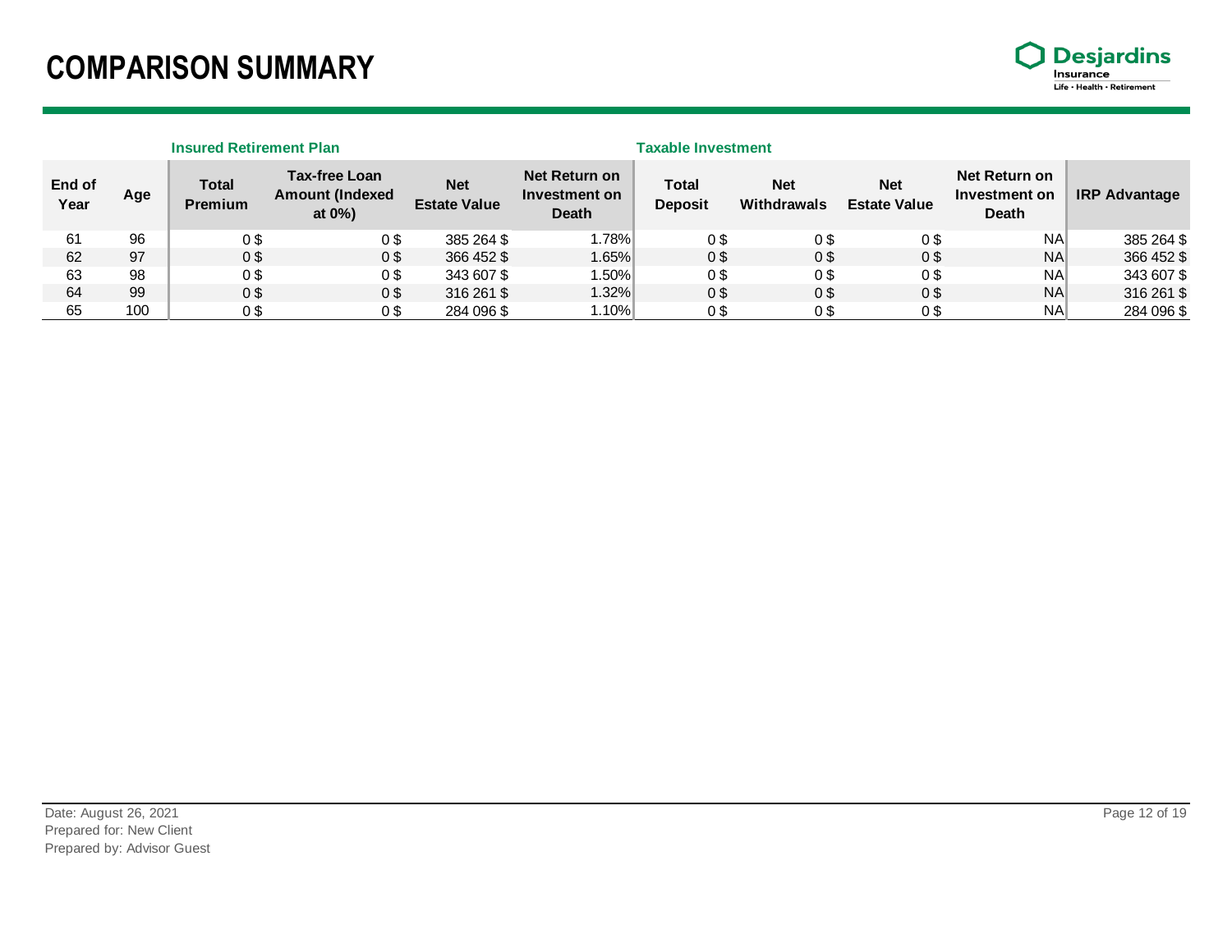# COMPARISON SUMMARY

| | | Insured Retirement Plan | | | | Taxable Investment | | | | |
|---|---|---|---|---|---|---|---|---|---|---|
| End of Year | Age | Total Premium | Tax-free Loan Amount (Indexed at 0%) | Net Estate Value | Net Return on Investment on Death | Total Deposit | Net Withdrawals | Net Estate Value | Net Return on Investment on Death | IRP Advantage |
| 61 | 96 | 0 $ | 0 $ | 385 264 $ | 1.78% | 0 $ | 0 $ | 0 $ | NA | 385 264 $ |
| 62 | 97 | 0 $ | 0 $ | 366 452 $ | 1.65% | 0 $ | 0 $ | 0 $ | NA | 366 452 $ |
| 63 | 98 | 0 $ | 0 $ | 343 607 $ | 1.50% | 0 $ | 0 $ | 0 $ | NA | 343 607 $ |
| 64 | 99 | 0 $ | 0 $ | 316 261 $ | 1.32% | 0 $ | 0 $ | 0 $ | NA | 316 261 $ |
| 65 | 100 | 0 $ | 0 $ | 284 096 $ | 1.10% | 0 $ | 0 $ | 0 $ | NA | 284 096 $ |

Date: August 26, 2021
Prepared for: New Client
Prepared by: Advisor Guest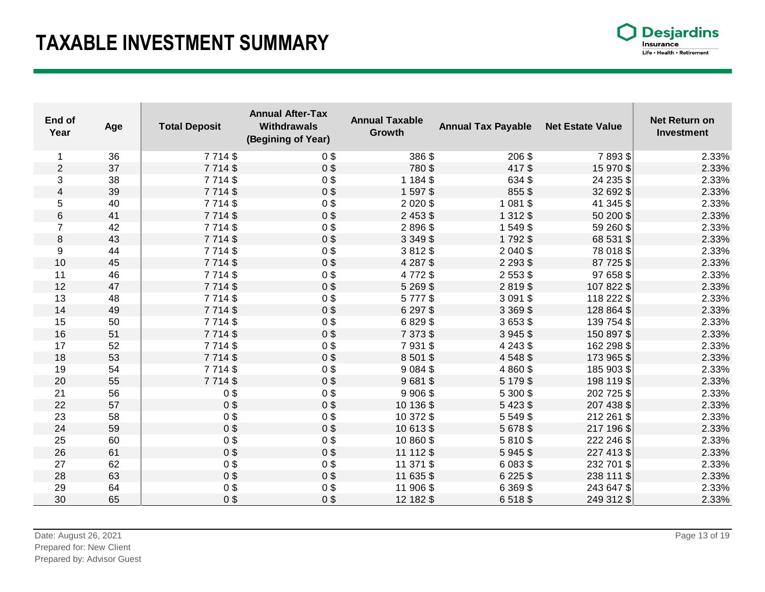# TAXABLE INVESTMENT SUMMARY

| End of Year | Age | Total Deposit | Annual After-Tax Withdrawals (Begining of Year) | Annual Taxable Growth | Annual Tax Payable | Net Estate Value | Net Return on Investment |
|---|---|---|---|---|---|---|---|
| 1 | 36 | 7 714 $ | 0 $ | 386 $ | 206 $ | 7 893 $ | 2.33% |
| 2 | 37 | 7 714 $ | 0 $ | 780 $ | 417 $ | 15 970 $ | 2.33% |
| 3 | 38 | 7 714 $ | 0 $ | 1 184 $ | 634 $ | 24 235 $ | 2.33% |
| 4 | 39 | 7 714 $ | 0 $ | 1 597 $ | 855 $ | 32 692 $ | 2.33% |
| 5 | 40 | 7 714 $ | 0 $ | 2 020 $ | 1 081 $ | 41 345 $ | 2.33% |
| 6 | 41 | 7 714 $ | 0 $ | 2 453 $ | 1 312 $ | 50 200 $ | 2.33% |
| 7 | 42 | 7 714 $ | 0 $ | 2 896 $ | 1 549 $ | 59 260 $ | 2.33% |
| 8 | 43 | 7 714 $ | 0 $ | 3 349 $ | 1 792 $ | 68 531 $ | 2.33% |
| 9 | 44 | 7 714 $ | 0 $ | 3 812 $ | 2 040 $ | 78 018 $ | 2.33% |
| 10 | 45 | 7 714 $ | 0 $ | 4 287 $ | 2 293 $ | 87 725 $ | 2.33% |
| 11 | 46 | 7 714 $ | 0 $ | 4 772 $ | 2 553 $ | 97 658 $ | 2.33% |
| 12 | 47 | 7 714 $ | 0 $ | 5 269 $ | 2 819 $ | 107 822 $ | 2.33% |
| 13 | 48 | 7 714 $ | 0 $ | 5 777 $ | 3 091 $ | 118 222 $ | 2.33% |
| 14 | 49 | 7 714 $ | 0 $ | 6 297 $ | 3 369 $ | 128 864 $ | 2.33% |
| 15 | 50 | 7 714 $ | 0 $ | 6 829 $ | 3 653 $ | 139 754 $ | 2.33% |
| 16 | 51 | 7 714 $ | 0 $ | 7 373 $ | 3 945 $ | 150 897 $ | 2.33% |
| 17 | 52 | 7 714 $ | 0 $ | 7 931 $ | 4 243 $ | 162 298 $ | 2.33% |
| 18 | 53 | 7 714 $ | 0 $ | 8 501 $ | 4 548 $ | 173 965 $ | 2.33% |
| 19 | 54 | 7 714 $ | 0 $ | 9 084 $ | 4 860 $ | 185 903 $ | 2.33% |
| 20 | 55 | 7 714 $ | 0 $ | 9 681 $ | 5 179 $ | 198 119 $ | 2.33% |
| 21 | 56 | 0 $ | 0 $ | 9 906 $ | 5 300 $ | 202 725 $ | 2.33% |
| 22 | 57 | 0 $ | 0 $ | 10 136 $ | 5 423 $ | 207 438 $ | 2.33% |
| 23 | 58 | 0 $ | 0 $ | 10 372 $ | 5 549 $ | 212 261 $ | 2.33% |
| 24 | 59 | 0 $ | 0 $ | 10 613 $ | 5 678 $ | 217 196 $ | 2.33% |
| 25 | 60 | 0 $ | 0 $ | 10 860 $ | 5 810 $ | 222 246 $ | 2.33% |
| 26 | 61 | 0 $ | 0 $ | 11 112 $ | 5 945 $ | 227 413 $ | 2.33% |
| 27 | 62 | 0 $ | 0 $ | 11 371 $ | 6 083 $ | 232 701 $ | 2.33% |
| 28 | 63 | 0 $ | 0 $ | 11 635 $ | 6 225 $ | 238 111 $ | 2.33% |
| 29 | 64 | 0 $ | 0 $ | 11 906 $ | 6 369 $ | 243 647 $ | 2.33% |
| 30 | 65 | 0 $ | 0 $ | 12 182 $ | 6 518 $ | 249 312 $ | 2.33% |

Date: August 26, 2021
Prepared for: New Client
Prepared by: Advisor Guest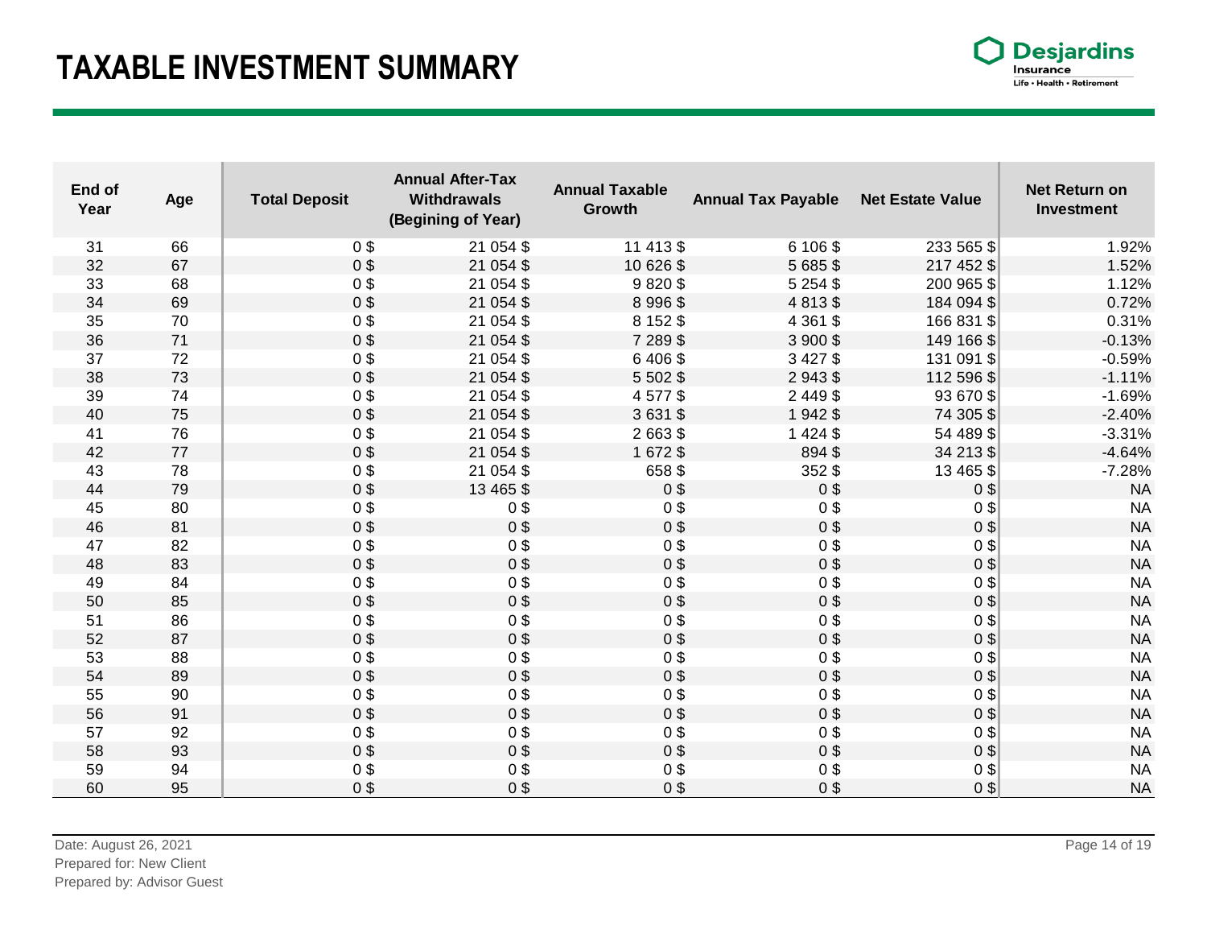# TAXABLE INVESTMENT SUMMARY

| End of Year | Age | Total Deposit | Annual After-Tax Withdrawals (Begining of Year) | Annual Taxable Growth | Annual Tax Payable | Net Estate Value | Net Return on Investment |
|---|---|---|---|---|---|---|---|
| 31 | 66 | 0 $ | 21 054 $ | 11 413 $ | 6 106 $ | 233 565 $ | 1.92% |
| 32 | 67 | 0 $ | 21 054 $ | 10 626 $ | 5 685 $ | 217 452 $ | 1.52% |
| 33 | 68 | 0 $ | 21 054 $ | 9 820 $ | 5 254 $ | 200 965 $ | 1.12% |
| 34 | 69 | 0 $ | 21 054 $ | 8 996 $ | 4 813 $ | 184 094 $ | 0.72% |
| 35 | 70 | 0 $ | 21 054 $ | 8 152 $ | 4 361 $ | 166 831 $ | 0.31% |
| 36 | 71 | 0 $ | 21 054 $ | 7 289 $ | 3 900 $ | 149 166 $ | -0.13% |
| 37 | 72 | 0 $ | 21 054 $ | 6 406 $ | 3 427 $ | 131 091 $ | -0.59% |
| 38 | 73 | 0 $ | 21 054 $ | 5 502 $ | 2 943 $ | 112 596 $ | -1.11% |
| 39 | 74 | 0 $ | 21 054 $ | 4 577 $ | 2 449 $ | 93 670 $ | -1.69% |
| 40 | 75 | 0 $ | 21 054 $ | 3 631 $ | 1 942 $ | 74 305 $ | -2.40% |
| 41 | 76 | 0 $ | 21 054 $ | 2 663 $ | 1 424 $ | 54 489 $ | -3.31% |
| 42 | 77 | 0 $ | 21 054 $ | 1 672 $ | 894 $ | 34 213 $ | -4.64% |
| 43 | 78 | 0 $ | 21 054 $ | 658 $ | 352 $ | 13 465 $ | -7.28% |
| 44 | 79 | 0 $ | 13 465 $ | 0 $ | 0 $ | 0 $ | NA |
| 45 | 80 | 0 $ | 0 $ | 0 $ | 0 $ | 0 $ | NA |
| 46 | 81 | 0 $ | 0 $ | 0 $ | 0 $ | 0 $ | NA |
| 47 | 82 | 0 $ | 0 $ | 0 $ | 0 $ | 0 $ | NA |
| 48 | 83 | 0 $ | 0 $ | 0 $ | 0 $ | 0 $ | NA |
| 49 | 84 | 0 $ | 0 $ | 0 $ | 0 $ | 0 $ | NA |
| 50 | 85 | 0 $ | 0 $ | 0 $ | 0 $ | 0 $ | NA |
| 51 | 86 | 0 $ | 0 $ | 0 $ | 0 $ | 0 $ | NA |
| 52 | 87 | 0 $ | 0 $ | 0 $ | 0 $ | 0 $ | NA |
| 53 | 88 | 0 $ | 0 $ | 0 $ | 0 $ | 0 $ | NA |
| 54 | 89 | 0 $ | 0 $ | 0 $ | 0 $ | 0 $ | NA |
| 55 | 90 | 0 $ | 0 $ | 0 $ | 0 $ | 0 $ | NA |
| 56 | 91 | 0 $ | 0 $ | 0 $ | 0 $ | 0 $ | NA |
| 57 | 92 | 0 $ | 0 $ | 0 $ | 0 $ | 0 $ | NA |
| 58 | 93 | 0 $ | 0 $ | 0 $ | 0 $ | 0 $ | NA |
| 59 | 94 | 0 $ | 0 $ | 0 $ | 0 $ | 0 $ | NA |
| 60 | 95 | 0 $ | 0 $ | 0 $ | 0 $ | 0 $ | NA |

Date: August 26, 2021
Prepared for: New Client
Prepared by: Advisor Guest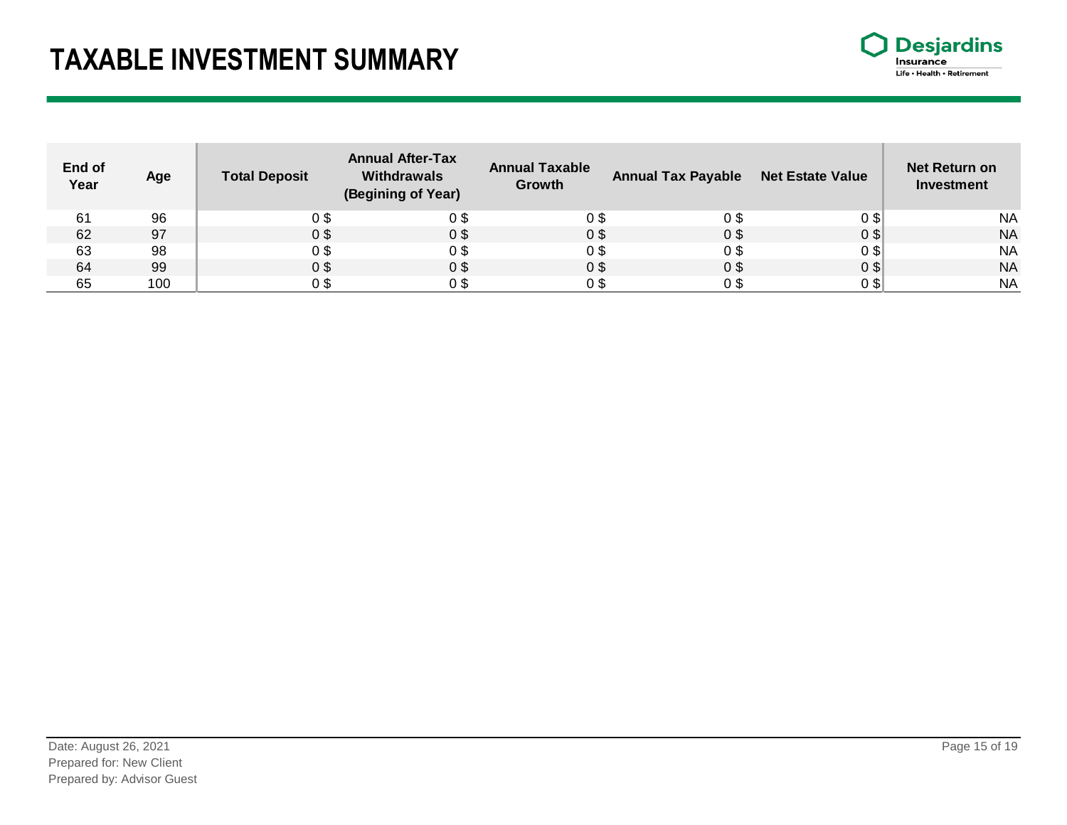# TAXABLE INVESTMENT SUMMARY

| End of Year | Age | Total Deposit | Annual After-Tax Withdrawals (Begining of Year) | Annual Taxable Growth | Annual Tax Payable | Net Estate Value | Net Return on Investment |
|---|---|---|---|---|---|---|---|
| 61 | 96 | 0 $ | 0 $ | 0 $ | 0 $ | 0 $ | NA |
| 62 | 97 | 0 $ | 0 $ | 0 $ | 0 $ | 0 $ | NA |
| 63 | 98 | 0 $ | 0 $ | 0 $ | 0 $ | 0 $ | NA |
| 64 | 99 | 0 $ | 0 $ | 0 $ | 0 $ | 0 $ | NA |
| 65 | 100 | 0 $ | 0 $ | 0 $ | 0 $ | 0 $ | NA |

Date: August 26, 2021
Prepared for: New Client
Prepared by: Advisor Guest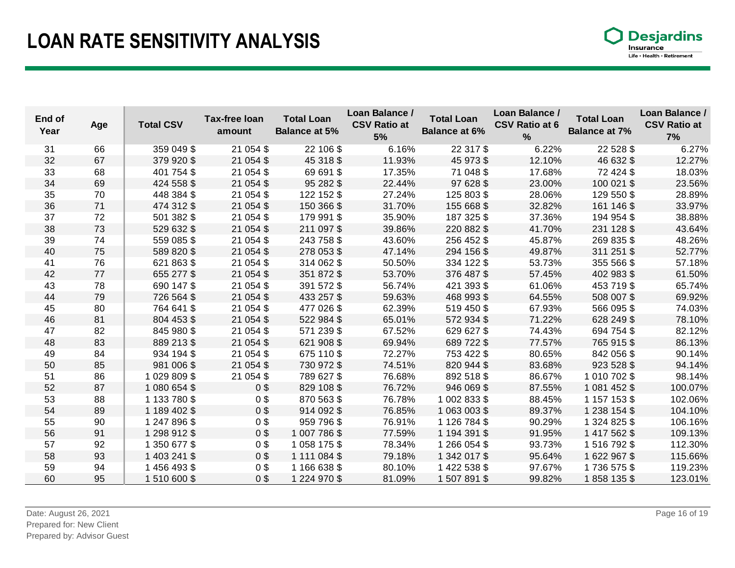# LOAN RATE SENSITIVITY ANALYSIS

| End of Year | Age | Total CSV | Tax-free loan amount | Total Loan Balance at 5% | Loan Balance / CSV Ratio at 5% | Total Loan Balance at 6% | Loan Balance / CSV Ratio at 6 % | Total Loan Balance at 7% | Loan Balance / CSV Ratio at 7% |
|---|---|---|---|---|---|---|---|---|---|
| 31 | 66 | 359 049 $ | 21 054 $ | 22 106 $ | 6.16% | 22 317 $ | 6.22% | 22 528 $ | 6.27% |
| 32 | 67 | 379 920 $ | 21 054 $ | 45 318 $ | 11.93% | 45 973 $ | 12.10% | 46 632 $ | 12.27% |
| 33 | 68 | 401 754 $ | 21 054 $ | 69 691 $ | 17.35% | 71 048 $ | 17.68% | 72 424 $ | 18.03% |
| 34 | 69 | 424 558 $ | 21 054 $ | 95 282 $ | 22.44% | 97 628 $ | 23.00% | 100 021 $ | 23.56% |
| 35 | 70 | 448 384 $ | 21 054 $ | 122 152 $ | 27.24% | 125 803 $ | 28.06% | 129 550 $ | 28.89% |
| 36 | 71 | 474 312 $ | 21 054 $ | 150 366 $ | 31.70% | 155 668 $ | 32.82% | 161 146 $ | 33.97% |
| 37 | 72 | 501 382 $ | 21 054 $ | 179 991 $ | 35.90% | 187 325 $ | 37.36% | 194 954 $ | 38.88% |
| 38 | 73 | 529 632 $ | 21 054 $ | 211 097 $ | 39.86% | 220 882 $ | 41.70% | 231 128 $ | 43.64% |
| 39 | 74 | 559 085 $ | 21 054 $ | 243 758 $ | 43.60% | 256 452 $ | 45.87% | 269 835 $ | 48.26% |
| 40 | 75 | 589 820 $ | 21 054 $ | 278 053 $ | 47.14% | 294 156 $ | 49.87% | 311 251 $ | 52.77% |
| 41 | 76 | 621 863 $ | 21 054 $ | 314 062 $ | 50.50% | 334 122 $ | 53.73% | 355 566 $ | 57.18% |
| 42 | 77 | 655 277 $ | 21 054 $ | 351 872 $ | 53.70% | 376 487 $ | 57.45% | 402 983 $ | 61.50% |
| 43 | 78 | 690 147 $ | 21 054 $ | 391 572 $ | 56.74% | 421 393 $ | 61.06% | 453 719 $ | 65.74% |
| 44 | 79 | 726 564 $ | 21 054 $ | 433 257 $ | 59.63% | 468 993 $ | 64.55% | 508 007 $ | 69.92% |
| 45 | 80 | 764 641 $ | 21 054 $ | 477 026 $ | 62.39% | 519 450 $ | 67.93% | 566 095 $ | 74.03% |
| 46 | 81 | 804 453 $ | 21 054 $ | 522 984 $ | 65.01% | 572 934 $ | 71.22% | 628 249 $ | 78.10% |
| 47 | 82 | 845 980 $ | 21 054 $ | 571 239 $ | 67.52% | 629 627 $ | 74.43% | 694 754 $ | 82.12% |
| 48 | 83 | 889 213 $ | 21 054 $ | 621 908 $ | 69.94% | 689 722 $ | 77.57% | 765 915 $ | 86.13% |
| 49 | 84 | 934 194 $ | 21 054 $ | 675 110 $ | 72.27% | 753 422 $ | 80.65% | 842 056 $ | 90.14% |
| 50 | 85 | 981 006 $ | 21 054 $ | 730 972 $ | 74.51% | 820 944 $ | 83.68% | 923 528 $ | 94.14% |
| 51 | 86 | 1 029 809 $ | 21 054 $ | 789 627 $ | 76.68% | 892 518 $ | 86.67% | 1 010 702 $ | 98.14% |
| 52 | 87 | 1 080 654 $ | 0 $ | 829 108 $ | 76.72% | 946 069 $ | 87.55% | 1 081 452 $ | 100.07% |
| 53 | 88 | 1 133 780 $ | 0 $ | 870 563 $ | 76.78% | 1 002 833 $ | 88.45% | 1 157 153 $ | 102.06% |
| 54 | 89 | 1 189 402 $ | 0 $ | 914 092 $ | 76.85% | 1 063 003 $ | 89.37% | 1 238 154 $ | 104.10% |
| 55 | 90 | 1 247 896 $ | 0 $ | 959 796 $ | 76.91% | 1 126 784 $ | 90.29% | 1 324 825 $ | 106.16% |
| 56 | 91 | 1 298 912 $ | 0 $ | 1 007 786 $ | 77.59% | 1 194 391 $ | 91.95% | 1 417 562 $ | 109.13% |
| 57 | 92 | 1 350 677 $ | 0 $ | 1 058 175 $ | 78.34% | 1 266 054 $ | 93.73% | 1 516 792 $ | 112.30% |
| 58 | 93 | 1 403 241 $ | 0 $ | 1 111 084 $ | 79.18% | 1 342 017 $ | 95.64% | 1 622 967 $ | 115.66% |
| 59 | 94 | 1 456 493 $ | 0 $ | 1 166 638 $ | 80.10% | 1 422 538 $ | 97.67% | 1 736 575 $ | 119.23% |
| 60 | 95 | 1 510 600 $ | 0 $ | 1 224 970 $ | 81.09% | 1 507 891 $ | 99.82% | 1 858 135 $ | 123.01% |

Date: August 26, 2021
Prepared for: New Client
Prepared by: Advisor Guest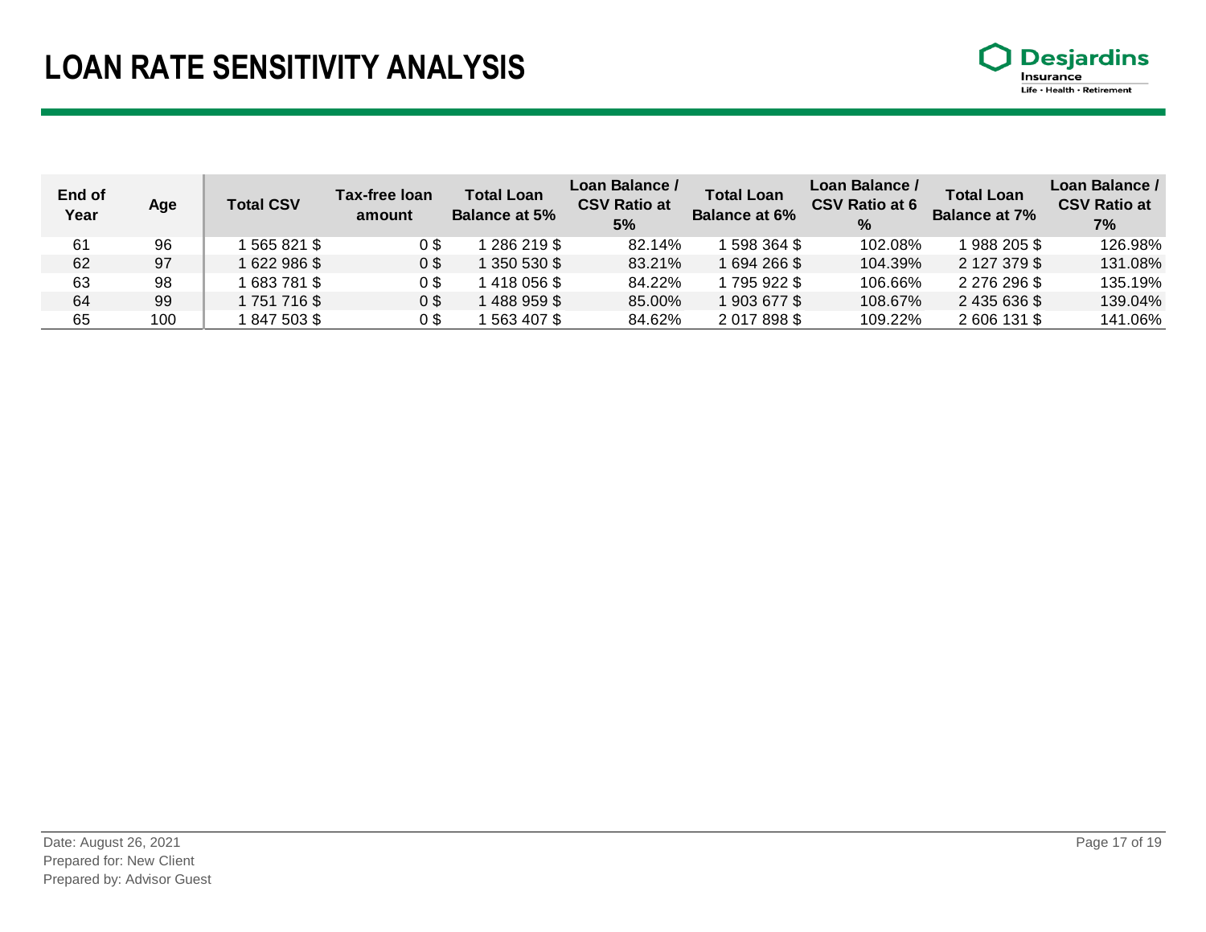# LOAN RATE SENSITIVITY ANALYSIS

| End of Year | Age | Total CSV | Tax-free loan amount | Total Loan Balance at 5% | Loan Balance / CSV Ratio at 5% | Total Loan Balance at 6% | Loan Balance / CSV Ratio at 6 % | Total Loan Balance at 7% | Loan Balance / CSV Ratio at 7% |
|---|---|---|---|---|---|---|---|---|---|
| 61 | 96 | 1 565 821 $ | 0 $ | 1 286 219 $ | 82.14% | 1 598 364 $ | 102.08% | 1 988 205 $ | 126.98% |
| 62 | 97 | 1 622 986 $ | 0 $ | 1 350 530 $ | 83.21% | 1 694 266 $ | 104.39% | 2 127 379 $ | 131.08% |
| 63 | 98 | 1 683 781 $ | 0 $ | 1 418 056 $ | 84.22% | 1 795 922 $ | 106.66% | 2 276 296 $ | 135.19% |
| 64 | 99 | 1 751 716 $ | 0 $ | 1 488 959 $ | 85.00% | 1 903 677 $ | 108.67% | 2 435 636 $ | 139.04% |
| 65 | 100 | 1 847 503 $ | 0 $ | 1 563 407 $ | 84.62% | 2 017 898 $ | 109.22% | 2 606 131 $ | 141.06% |

Date: August 26, 2021
Prepared for: New Client
Prepared by: Advisor Guest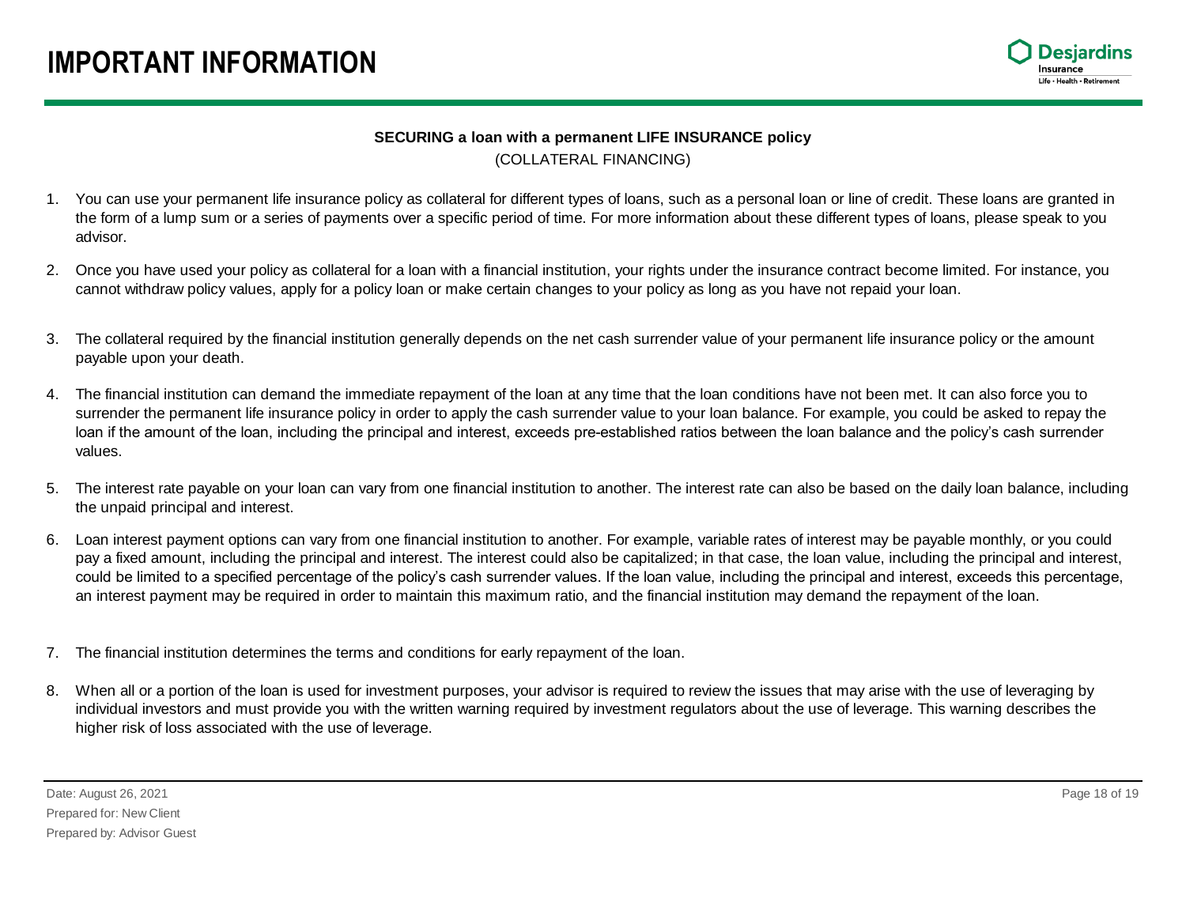# IMPORTANT INFORMATION

**SECURING a loan with a permanent LIFE INSURANCE policy**

(COLLATERAL FINANCING)

1. You can use your permanent life insurance policy as collateral for different types of loans, such as a personal loan or line of credit. These loans are granted in the form of a lump sum or a series of payments over a specific period of time. For more information about these different types of loans, please speak to you advisor.
2. Once you have used your policy as collateral for a loan with a financial institution, your rights under the insurance contract become limited. For instance, you cannot withdraw policy values, apply for a policy loan or make certain changes to your policy as long as you have not repaid your loan.
3. The collateral required by the financial institution generally depends on the net cash surrender value of your permanent life insurance policy or the amount payable upon your death.
4. The financial institution can demand the immediate repayment of the loan at any time that the loan conditions have not been met. It can also force you to surrender the permanent life insurance policy in order to apply the cash surrender value to your loan balance. For example, you could be asked to repay the loan if the amount of the loan, including the principal and interest, exceeds pre-established ratios between the loan balance and the policy's cash surrender values.
5. The interest rate payable on your loan can vary from one financial institution to another. The interest rate can also be based on the daily loan balance, including the unpaid principal and interest.
6. Loan interest payment options can vary from one financial institution to another. For example, variable rates of interest may be payable monthly, or you could pay a fixed amount, including the principal and interest. The interest could also be capitalized; in that case, the loan value, including the principal and interest, could be limited to a specified percentage of the policy's cash surrender values. If the loan value, including the principal and interest, exceeds this percentage, an interest payment may be required in order to maintain this maximum ratio, and the financial institution may demand the repayment of the loan.
7. The financial institution determines the terms and conditions for early repayment of the loan.
8. When all or a portion of the loan is used for investment purposes, your advisor is required to review the issues that may arise with the use of leveraging by individual investors and must provide you with the written warning required by investment regulators about the use of leverage. This warning describes the higher risk of loss associated with the use of leverage.

Date: August 26, 2021
Prepared for: New Client
Prepared by: Advisor Guest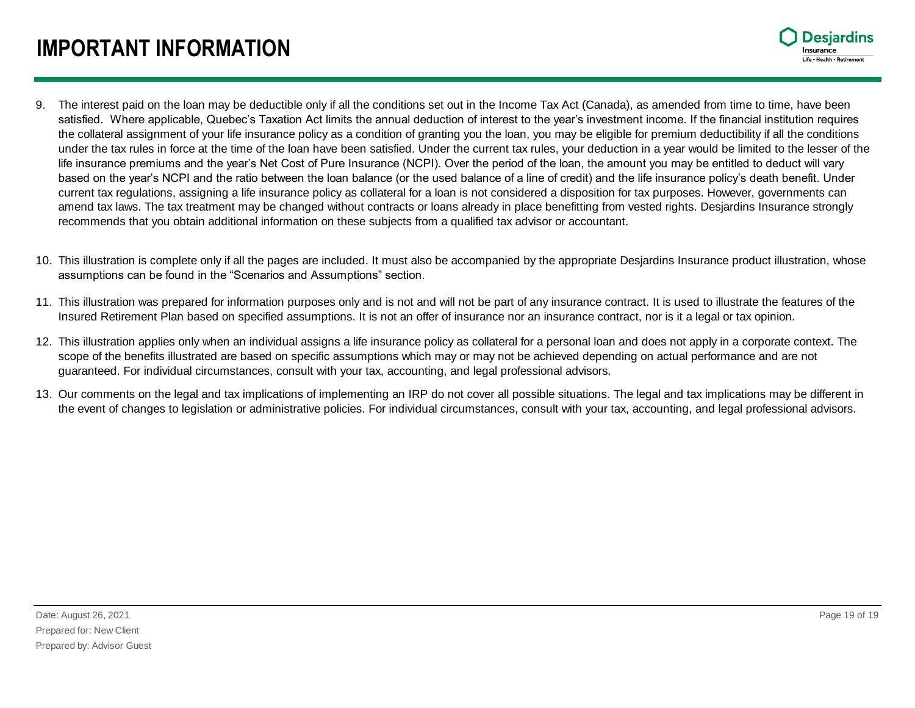# IMPORTANT INFORMATION

9. The interest paid on the loan may be deductible only if all the conditions set out in the Income Tax Act (Canada), as amended from time to time, have been satisfied. Where applicable, Quebec's Taxation Act limits the annual deduction of interest to the year's investment income. If the financial institution requires the collateral assignment of your life insurance policy as a condition of granting you the loan, you may be eligible for premium deductibility if all the conditions under the tax rules in force at the time of the loan have been satisfied. Under the current tax rules, your deduction in a year would be limited to the lesser of the life insurance premiums and the year's Net Cost of Pure Insurance (NCPI). Over the period of the loan, the amount you may be entitled to deduct will vary based on the year's NCPI and the ratio between the loan balance (or the used balance of a line of credit) and the life insurance policy's death benefit. Under current tax regulations, assigning a life insurance policy as collateral for a loan is not considered a disposition for tax purposes. However, governments can amend tax laws. The tax treatment may be changed without contracts or loans already in place benefitting from vested rights. Desjardins Insurance strongly recommends that you obtain additional information on these subjects from a qualified tax advisor or accountant.

10. This illustration is complete only if all the pages are included. It must also be accompanied by the appropriate Desjardins Insurance product illustration, whose assumptions can be found in the "Scenarios and Assumptions" section.

11. This illustration was prepared for information purposes only and is not and will not be part of any insurance contract. It is used to illustrate the features of the Insured Retirement Plan based on specified assumptions. It is not an offer of insurance nor an insurance contract, nor is it a legal or tax opinion.

12. This illustration applies only when an individual assigns a life insurance policy as collateral for a personal loan and does not apply in a corporate context. The scope of the benefits illustrated are based on specific assumptions which may or may not be achieved depending on actual performance and are not guaranteed. For individual circumstances, consult with your tax, accounting, and legal professional advisors.

13. Our comments on the legal and tax implications of implementing an IRP do not cover all possible situations. The legal and tax implications may be different in the event of changes to legislation or administrative policies. For individual circumstances, consult with your tax, accounting, and legal professional advisors.

Date: August 26, 2021
Prepared for: New Client
Prepared by: Advisor Guest